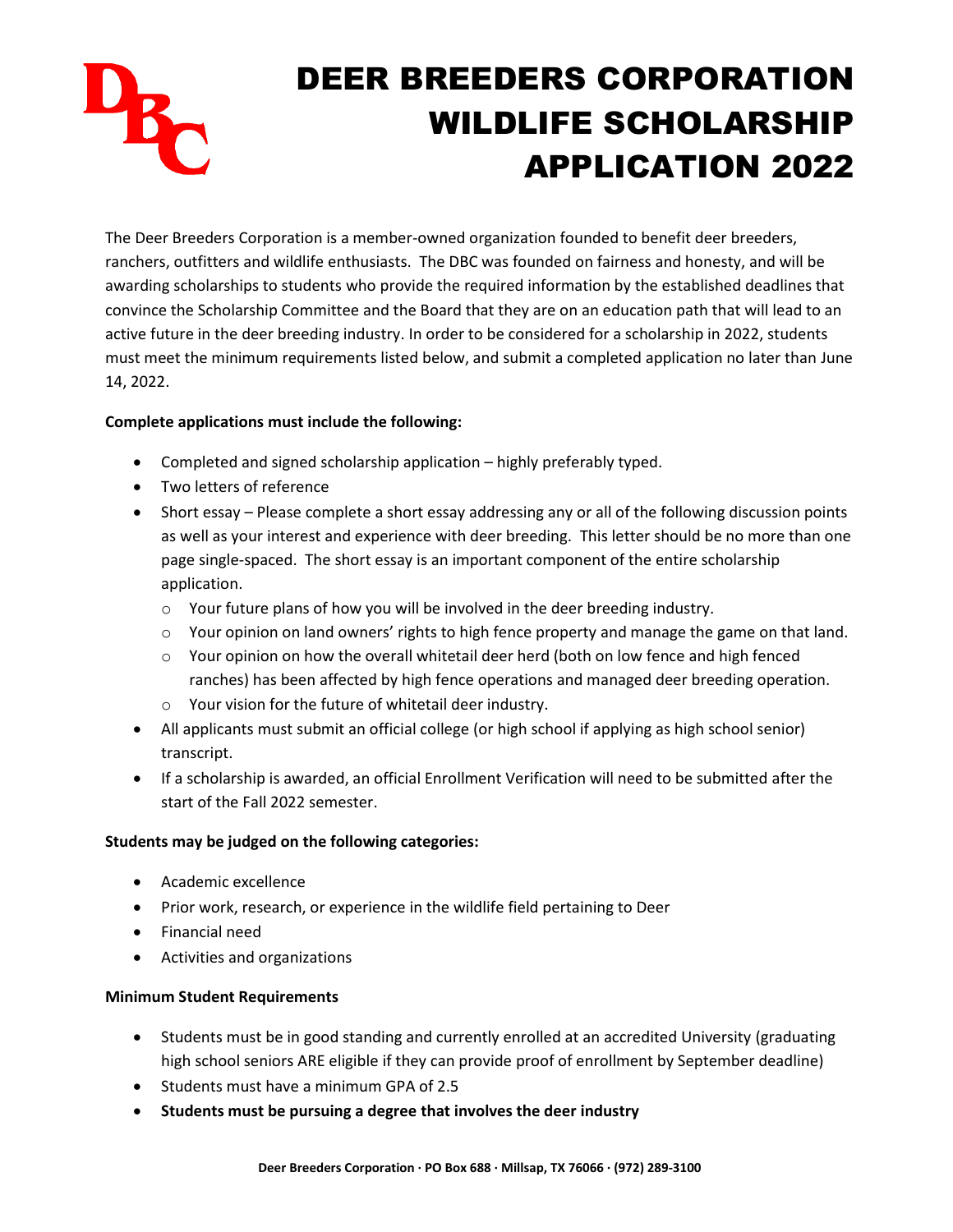# DEER BREEDERS CORPORATION WILDLIFE SCHOLARSHIP APPLICATION 2022

The Deer Breeders Corporation is a member-owned organization founded to benefit deer breeders, ranchers, outfitters and wildlife enthusiasts. The DBC was founded on fairness and honesty, and will be awarding scholarships to students who provide the required information by the established deadlines that convince the Scholarship Committee and the Board that they are on an education path that will lead to an active future in the deer breeding industry. In order to be considered for a scholarship in 2022, students must meet the minimum requirements listed below, and submit a completed application no later than June 14, 2022.

**Complete applications must include the following:**

- Completed and signed scholarship application – highly preferably typed.
- Two letters of reference
- Short essay – Please complete a short essay addressing any or all of the following discussion points as well as your interest and experience with deer breeding. This letter should be no more than one page single-spaced. The short essay is an important component of the entire scholarship application.
  - Your future plans of how you will be involved in the deer breeding industry.
  - Your opinion on land owners' rights to high fence property and manage the game on that land.
  - Your opinion on how the overall whitetail deer herd (both on low fence and high fenced ranches) has been affected by high fence operations and managed deer breeding operation.
  - Your vision for the future of whitetail deer industry.
- All applicants must submit an official college (or high school if applying as high school senior) transcript.
- If a scholarship is awarded, an official Enrollment Verification will need to be submitted after the start of the Fall 2022 semester.

**Students may be judged on the following categories:**

- Academic excellence
- Prior work, research, or experience in the wildlife field pertaining to Deer
- Financial need
- Activities and organizations

**Minimum Student Requirements**

- Students must be in good standing and currently enrolled at an accredited University (graduating high school seniors ARE eligible if they can provide proof of enrollment by September deadline)
- Students must have a minimum GPA of 2.5
- **Students must be pursuing a degree that involves the deer industry**

**Deer Breeders Corporation · PO Box 688 · Millsap, TX 76066 · (972) 289-3100**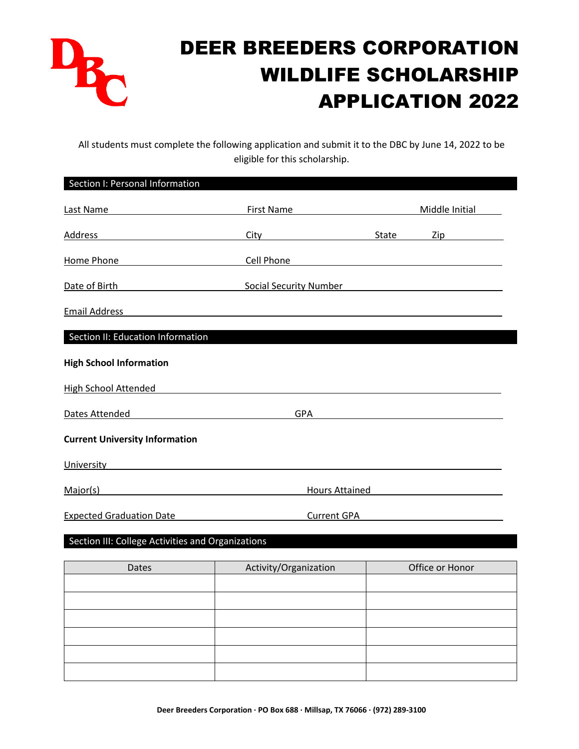# DEER BREEDERS CORPORATION WILDLIFE SCHOLARSHIP APPLICATION 2022

All students must complete the following application and submit it to the DBC by June 14, 2022 to be eligible for this scholarship.

## Section I: Personal Information

Last Name ____________________ First Name ____________________ Middle Initial ________

Address ____________________ City ____________________ State ________ Zip ________

Home Phone ____________________ Cell Phone ____________________

Date of Birth ____________________ Social Security Number ____________________

Email Address ________________________________________

## Section II: Education Information

**High School Information**

High School Attended ________________________________________

Dates Attended ____________________ GPA ____________________

**Current University Information**

University ________________________________________

Major(s) ____________________ Hours Attained ____________________

Expected Graduation Date ____________________ Current GPA ____________________

## Section III: College Activities and Organizations

| Dates | Activity/Organization | Office or Honor |
|---|---|---|
| | | |
| | | |
| | | |
| | | |
| | | |
| | | |

**Deer Breeders Corporation · PO Box 688 · Millsap, TX 76066 · (972) 289-3100**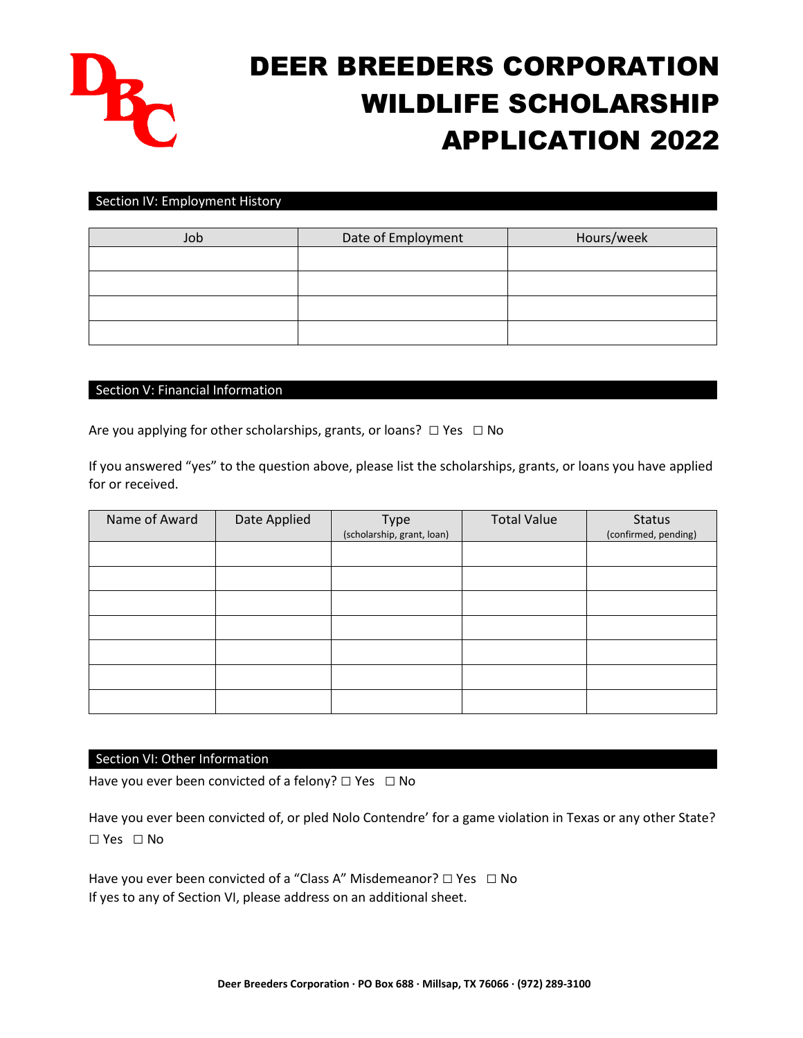# DEER BREEDERS CORPORATION WILDLIFE SCHOLARSHIP APPLICATION 2022

## Section IV: Employment History

| Job | Date of Employment | Hours/week |
|---|---|---|
| | | |
| | | |
| | | |
| | | |

## Section V: Financial Information

Are you applying for other scholarships, grants, or loans? ☐ Yes ☐ No

If you answered "yes" to the question above, please list the scholarships, grants, or loans you have applied for or received.

| Name of Award | Date Applied | Type (scholarship, grant, loan) | Total Value | Status (confirmed, pending) |
|---|---|---|---|---|
| | | | | |
| | | | | |
| | | | | |
| | | | | |
| | | | | |
| | | | | |
| | | | | |

## Section VI: Other Information

Have you ever been convicted of a felony? ☐ Yes ☐ No

Have you ever been convicted of, or pled Nolo Contendre' for a game violation in Texas or any other State?
☐ Yes ☐ No

Have you ever been convicted of a "Class A" Misdemeanor? ☐ Yes ☐ No
If yes to any of Section VI, please address on an additional sheet.

**Deer Breeders Corporation · PO Box 688 · Millsap, TX 76066 · (972) 289-3100**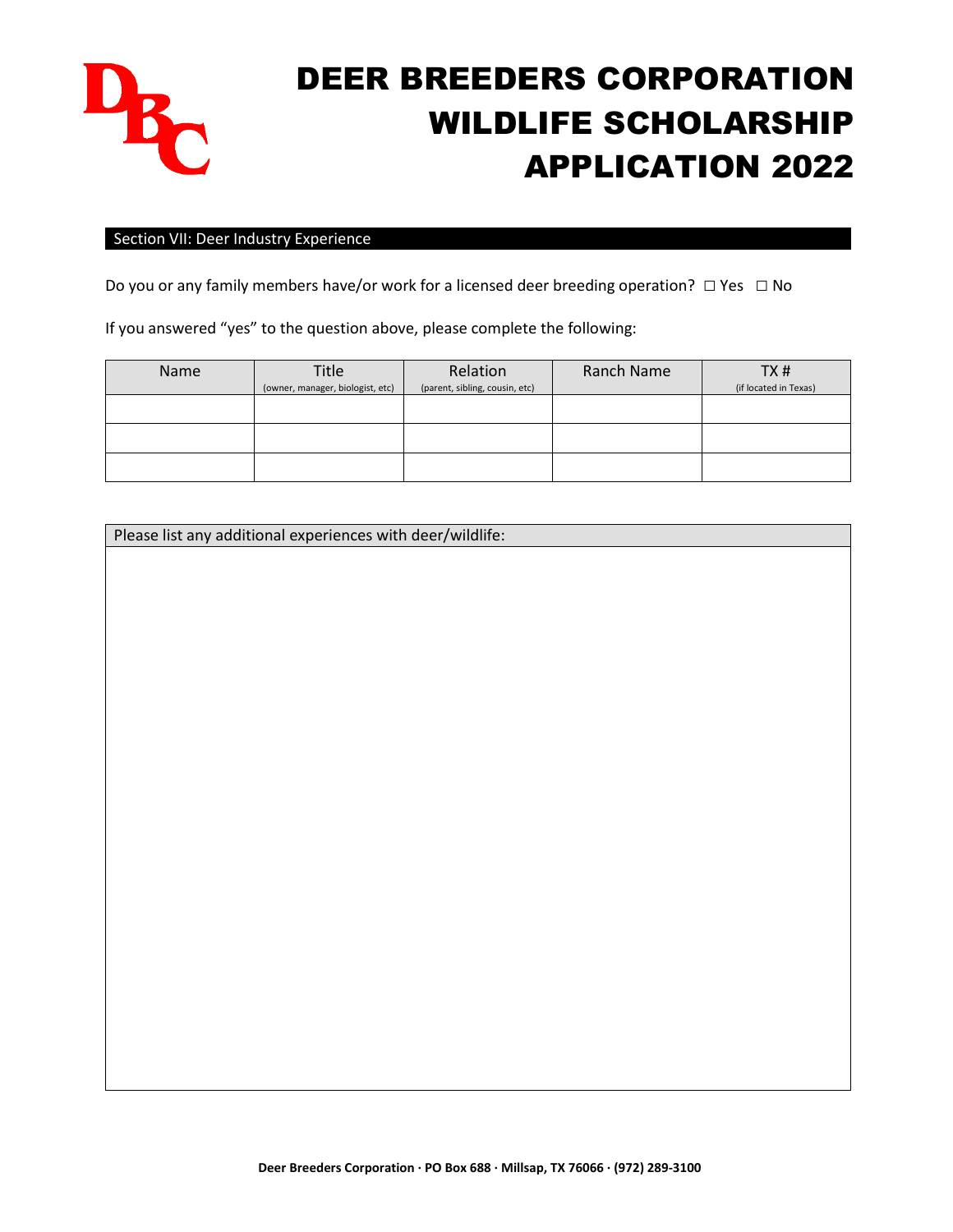# DEER BREEDERS CORPORATION WILDLIFE SCHOLARSHIP APPLICATION 2022

## Section VII: Deer Industry Experience

Do you or any family members have/or work for a licensed deer breeding operation? ☐ Yes ☐ No

If you answered "yes" to the question above, please complete the following:

| Name | Title (owner, manager, biologist, etc) | Relation (parent, sibling, cousin, etc) | Ranch Name | TX # (if located in Texas) |
|---|---|---|---|---|
| | | | | |
| | | | | |
| | | | | |

| Please list any additional experiences with deer/wildlife: |
|---|
| |

Deer Breeders Corporation · PO Box 688 · Millsap, TX 76066 · (972) 289-3100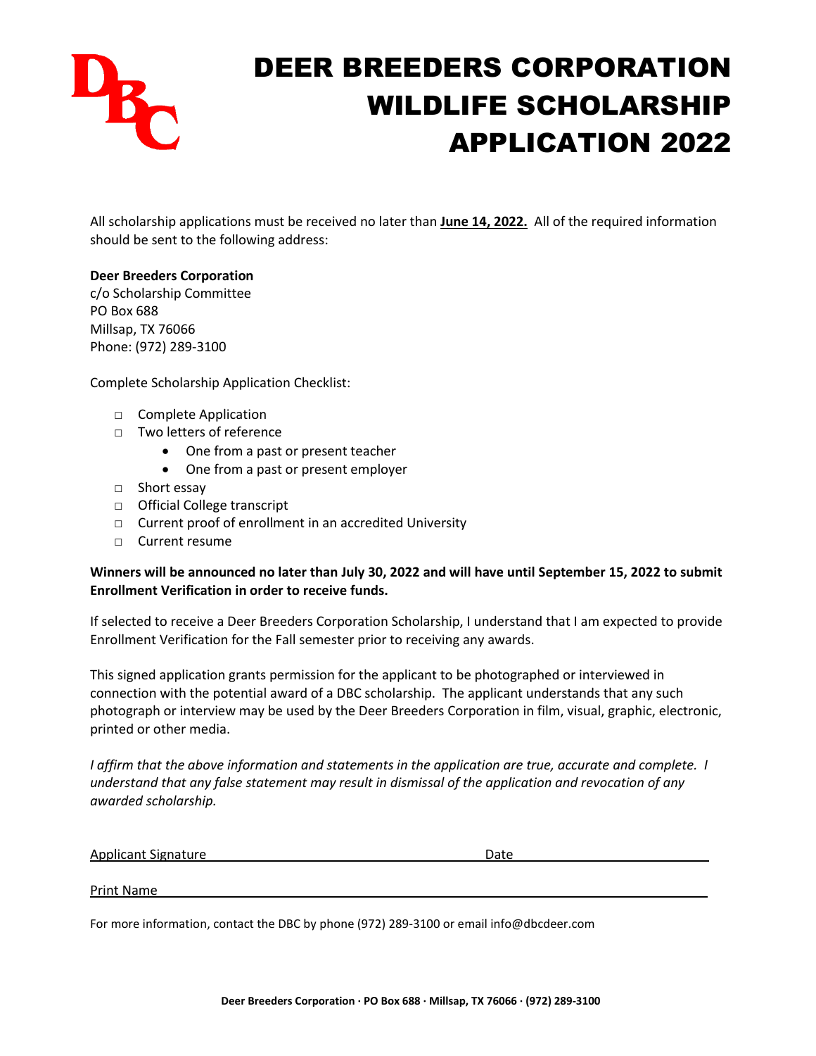DBC

# DEER BREEDERS CORPORATION WILDLIFE SCHOLARSHIP APPLICATION 2022

All scholarship applications must be received no later than **June 14, 2022.** All of the required information should be sent to the following address:

**Deer Breeders Corporation**
c/o Scholarship Committee
PO Box 688
Millsap, TX 76066
Phone: (972) 289-3100

Complete Scholarship Application Checklist:

- □ Complete Application
- □ Two letters of reference
  - One from a past or present teacher
  - One from a past or present employer
- □ Short essay
- □ Official College transcript
- □ Current proof of enrollment in an accredited University
- □ Current resume

**Winners will be announced no later than July 30, 2022 and will have until September 15, 2022 to submit Enrollment Verification in order to receive funds.**

If selected to receive a Deer Breeders Corporation Scholarship, I understand that I am expected to provide Enrollment Verification for the Fall semester prior to receiving any awards.

This signed application grants permission for the applicant to be photographed or interviewed in connection with the potential award of a DBC scholarship. The applicant understands that any such photograph or interview may be used by the Deer Breeders Corporation in film, visual, graphic, electronic, printed or other media.

*I affirm that the above information and statements in the application are true, accurate and complete. I understand that any false statement may result in dismissal of the application and revocation of any awarded scholarship.*

Applicant Signature ______________________________ Date ______________

Print Name ______________________________________________

For more information, contact the DBC by phone (972) 289-3100 or email info@dbcdeer.com

**Deer Breeders Corporation · PO Box 688 · Millsap, TX 76066 · (972) 289-3100**